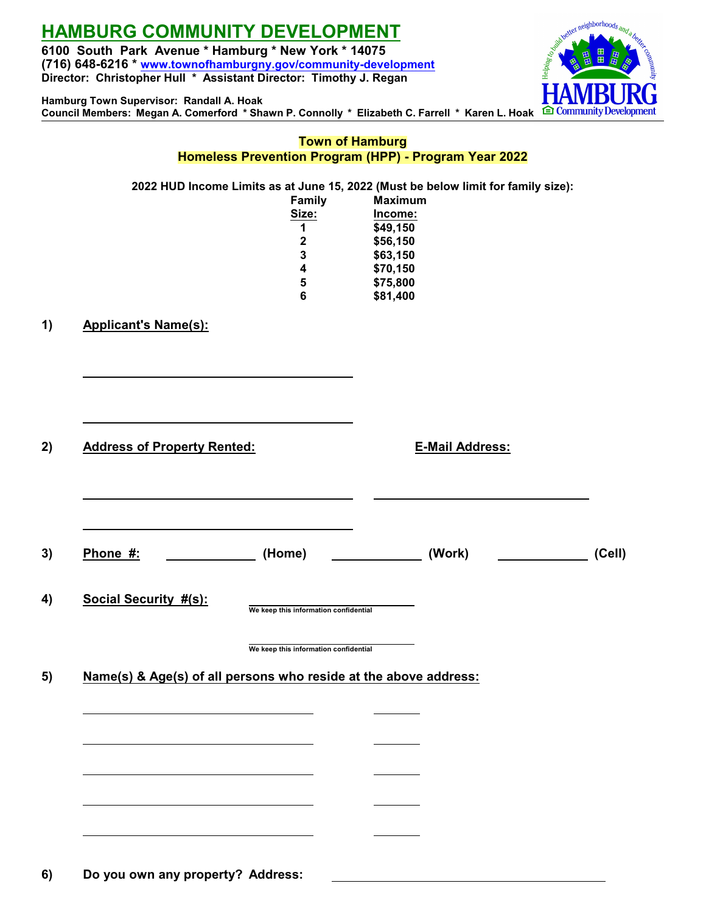# HAMBURG COMMUNITY DEVELOPMENT

**6100 South Park Avenue * Hamburg * New York * 14075**
**(716) 648-6216 * www.townofhamburgny.gov/community-development**
**Director: Christopher Hull * Assistant Director: Timothy J. Regan**

**Hamburg Town Supervisor: Randall A. Hoak**
**Council Members: Megan A. Comerford * Shawn P. Connolly * Elizabeth C. Farrell * Karen L. Hoak**

## Town of Hamburg
## Homeless Prevention Program (HPP) - Program Year 2022

**2022 HUD Income Limits as at June 15, 2022 (Must be below limit for family size):**

| Family Size: | Maximum Income: |
|---|---|
| 1 | $49,150 |
| 2 | $56,150 |
| 3 | $63,150 |
| 4 | $70,150 |
| 5 | $75,800 |
| 6 | $81,400 |

**1) Applicant's Name(s):**

______________________________________

______________________________________

**2) Address of Property Rented:** ______________________________________

______________________________________

**E-Mail Address:** ______________________________________

**3) Phone #:** ____________ (Home) ____________ (Work) ____________ (Cell)

**4) Social Security #(s):** ______________________
We keep this information confidential

______________________
We keep this information confidential

**5) Name(s) & Age(s) of all persons who reside at the above address:**

______________________________ ________

______________________________ ________

______________________________ ________

______________________________ ________

______________________________ ________

**6) Do you own any property? Address:** ______________________________________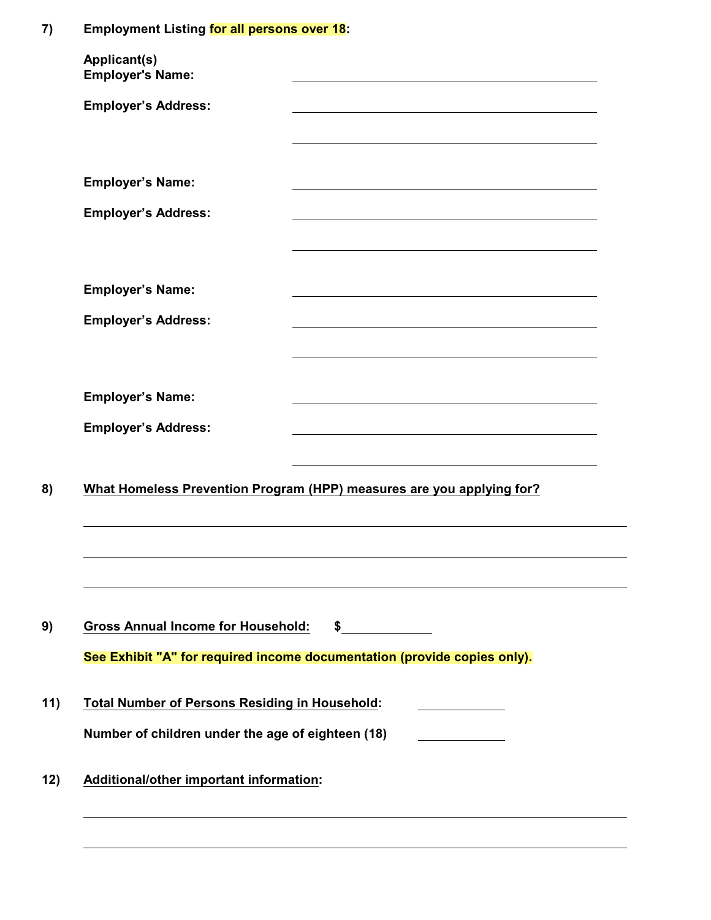**7) Employment Listing for all persons over 18:**

**Applicant(s)**
**Employer's Name:** ______________________________

**Employer's Address:** ______________________________

______________________________

**Employer's Name:** ______________________________

**Employer's Address:** ______________________________

______________________________

**Employer's Name:** ______________________________

**Employer's Address:** ______________________________

______________________________

**Employer's Name:** ______________________________

**Employer's Address:** ______________________________

______________________________

**8) What Homeless Prevention Program (HPP) measures are you applying for?**

______________________________

______________________________

______________________________

**9) Gross Annual Income for Household:** $______________

**See Exhibit "A" for required income documentation (provide copies only).**

**11) Total Number of Persons Residing in Household:** ______________

**Number of children under the age of eighteen (18)** ______________

**12) Additional/other important information:**

______________________________

______________________________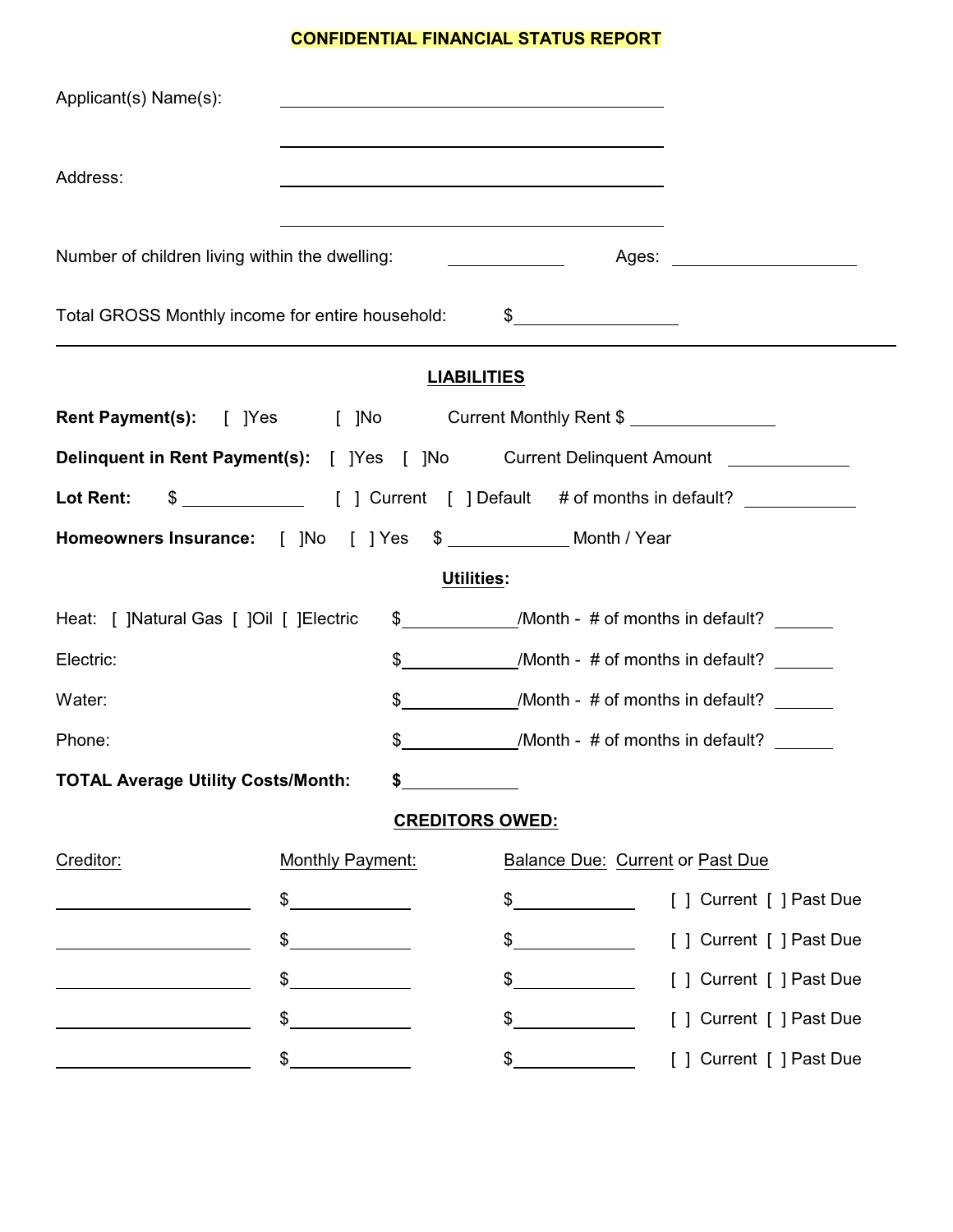# CONFIDENTIAL FINANCIAL STATUS REPORT

Applicant(s) Name(s): ______________________________________

______________________________________

Address: ______________________________________

______________________________________

Number of children living within the dwelling: __________ Ages: ________________

Total GROSS Monthly income for entire household: $______________

---

## LIABILITIES

**Rent Payment(s):** [ ]Yes [ ]No Current Monthly Rent $ ____________

**Delinquent in Rent Payment(s):** [ ]Yes [ ]No Current Delinquent Amount __________

**Lot Rent:** $ __________ [ ] Current [ ] Default # of months in default? __________

**Homeowners Insurance:** [ ]No [ ] Yes $ __________ Month / Year

### Utilities:

Heat: [ ]Natural Gas [ ]Oil [ ]Electric $__________/Month - # of months in default? _____

Electric: $__________/Month - # of months in default? _____

Water: $__________/Month - # of months in default? _____

Phone: $__________/Month - # of months in default? _____

**TOTAL Average Utility Costs/Month:** **$**__________

### CREDITORS OWED:

| Creditor: | Monthly Payment: | Balance Due: Current or Past Due | |
|---|---|---|---|
| ____________ | $__________ | $__________ | [ ] Current [ ] Past Due |
| ____________ | $__________ | $__________ | [ ] Current [ ] Past Due |
| ____________ | $__________ | $__________ | [ ] Current [ ] Past Due |
| ____________ | $__________ | $__________ | [ ] Current [ ] Past Due |
| ____________ | $__________ | $__________ | [ ] Current [ ] Past Due |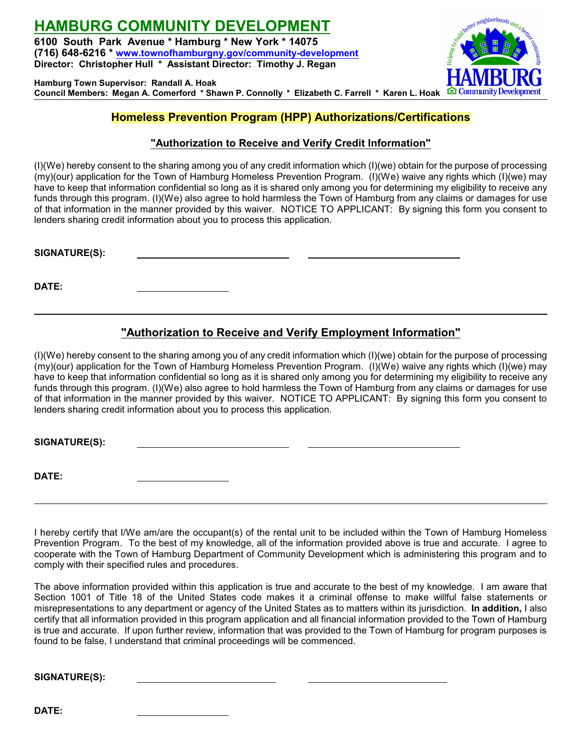# HAMBURG COMMUNITY DEVELOPMENT

**6100 South Park Avenue * Hamburg * New York * 14075**
**(716) 648-6216 * www.townofhamburgny.gov/community-development**
**Director: Christopher Hull * Assistant Director: Timothy J. Regan**

**Hamburg Town Supervisor: Randall A. Hoak**
**Council Members: Megan A. Comerford * Shawn P. Connolly * Elizabeth C. Farrell * Karen L. Hoak**

## Homeless Prevention Program (HPP) Authorizations/Certifications

### "Authorization to Receive and Verify Credit Information"

(I)(We) hereby consent to the sharing among you of any credit information which (I)(we) obtain for the purpose of processing (my)(our) application for the Town of Hamburg Homeless Prevention Program. (I)(We) waive any rights which (I)(we) may have to keep that information confidential so long as it is shared only among you for determining my eligibility to receive any funds through this program. (I)(We) also agree to hold harmless the Town of Hamburg from any claims or damages for use of that information in the manner provided by this waiver. NOTICE TO APPLICANT: By signing this form you consent to lenders sharing credit information about you to process this application.

**SIGNATURE(S):** ______________________ ______________________

**DATE:** ______________

---

### "Authorization to Receive and Verify Employment Information"

(I)(We) hereby consent to the sharing among you of any credit information which (I)(we) obtain for the purpose of processing (my)(our) application for the Town of Hamburg Homeless Prevention Program. (I)(We) waive any rights which (I)(we) may have to keep that information confidential so long as it is shared only among you for determining my eligibility to receive any funds through this program. (I)(We) also agree to hold harmless the Town of Hamburg from any claims or damages for use of that information in the manner provided by this waiver. NOTICE TO APPLICANT: By signing this form you consent to lenders sharing credit information about you to process this application.

**SIGNATURE(S):** ______________________ ______________________

**DATE:** ______________

---

I hereby certify that I/We am/are the occupant(s) of the rental unit to be included within the Town of Hamburg Homeless Prevention Program. To the best of my knowledge, all of the information provided above is true and accurate. I agree to cooperate with the Town of Hamburg Department of Community Development which is administering this program and to comply with their specified rules and procedures.

The above information provided within this application is true and accurate to the best of my knowledge. I am aware that Section 1001 of Title 18 of the United States code makes it a criminal offense to make willful false statements or misrepresentations to any department or agency of the United States as to matters within its jurisdiction. **In addition,** I also certify that all information provided in this program application and all financial information provided to the Town of Hamburg is true and accurate. If upon further review, information that was provided to the Town of Hamburg for program purposes is found to be false, I understand that criminal proceedings will be commenced.

**SIGNATURE(S):** ______________________ ______________________

**DATE:** ______________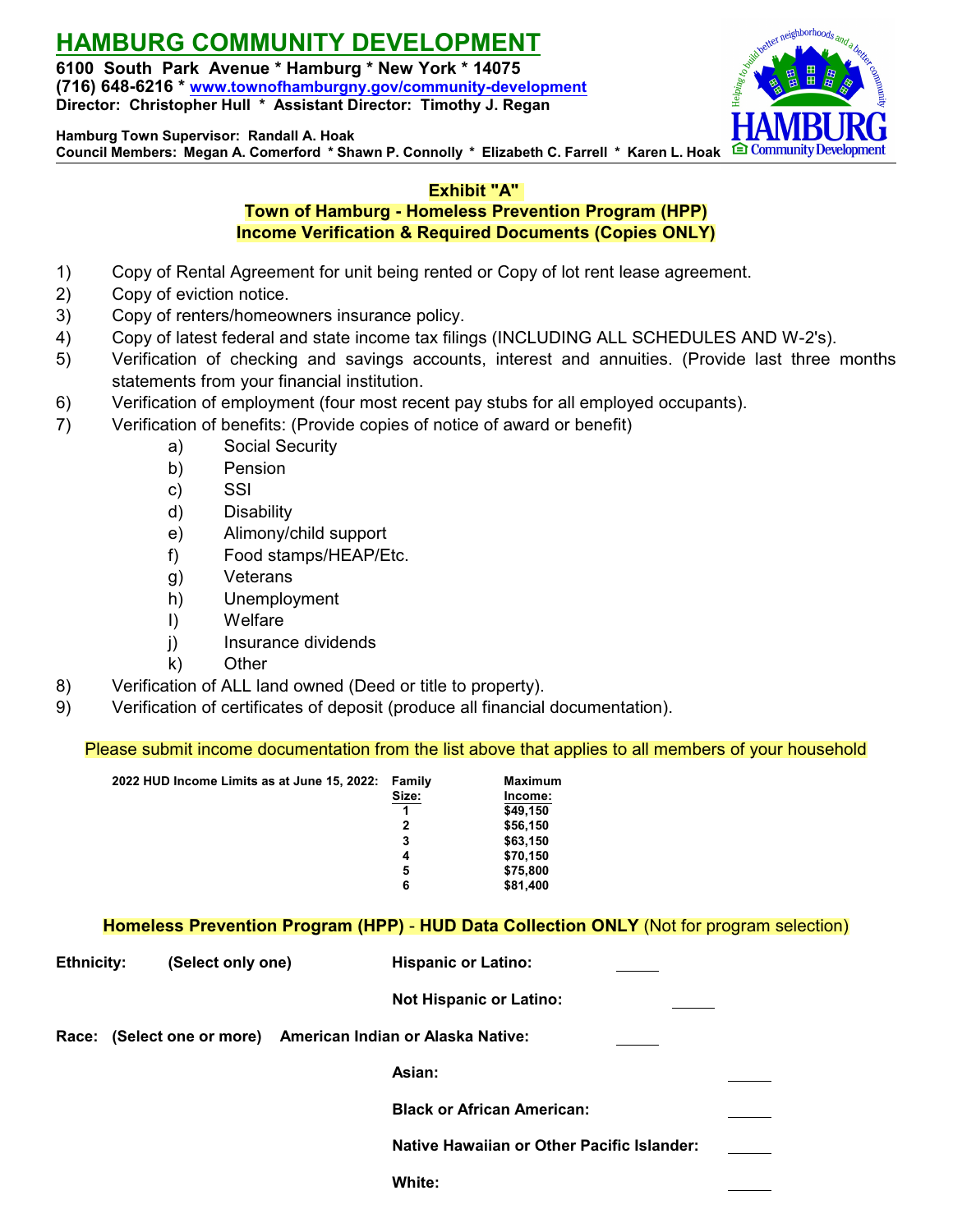# HAMBURG COMMUNITY DEVELOPMENT

**6100 South Park Avenue * Hamburg * New York * 14075**
**(716) 648-6216 * www.townofhamburgny.gov/community-development**
**Director: Christopher Hull * Assistant Director: Timothy J. Regan**

**Hamburg Town Supervisor: Randall A. Hoak**
**Council Members: Megan A. Comerford * Shawn P. Connolly * Elizabeth C. Farrell * Karen L. Hoak**

## Exhibit "A"
## Town of Hamburg - Homeless Prevention Program (HPP)
## Income Verification & Required Documents (Copies ONLY)

1) Copy of Rental Agreement for unit being rented or Copy of lot rent lease agreement.
2) Copy of eviction notice.
3) Copy of renters/homeowners insurance policy.
4) Copy of latest federal and state income tax filings (INCLUDING ALL SCHEDULES AND W-2's).
5) Verification of checking and savings accounts, interest and annuities. (Provide last three months statements from your financial institution.
6) Verification of employment (four most recent pay stubs for all employed occupants).
7) Verification of benefits: (Provide copies of notice of award or benefit)
   a) Social Security
   b) Pension
   c) SSI
   d) Disability
   e) Alimony/child support
   f) Food stamps/HEAP/Etc.
   g) Veterans
   h) Unemployment
   I) Welfare
   j) Insurance dividends
   k) Other
8) Verification of ALL land owned (Deed or title to property).
9) Verification of certificates of deposit (produce all financial documentation).

Please submit income documentation from the list above that applies to all members of your household

**2022 HUD Income Limits as at June 15, 2022:**

| Family Size: | Maximum Income: |
|---|---|
| 1 | $49,150 |
| 2 | $56,150 |
| 3 | $63,150 |
| 4 | $70,150 |
| 5 | $75,800 |
| 6 | $81,400 |

**Homeless Prevention Program (HPP) - HUD Data Collection ONLY** (Not for program selection)

**Ethnicity: (Select only one)**
- **Hispanic or Latino:** _____
- **Not Hispanic or Latino:** _____

**Race: (Select one or more)**
- **American Indian or Alaska Native:** _____
- **Asian:** _____
- **Black or African American:** _____
- **Native Hawaiian or Other Pacific Islander:** _____
- **White:** _____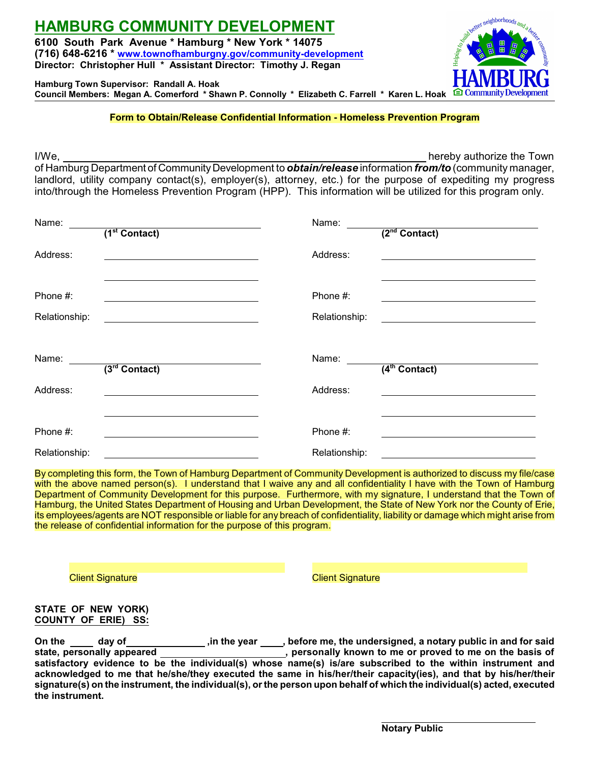# HAMBURG COMMUNITY DEVELOPMENT

**6100 South Park Avenue * Hamburg * New York * 14075**
**(716) 648-6216 * www.townofhamburgny.gov/community-development**
**Director: Christopher Hull * Assistant Director: Timothy J. Regan**

**Hamburg Town Supervisor: Randall A. Hoak**
**Council Members: Megan A. Comerford * Shawn P. Connolly * Elizabeth C. Farrell * Karen L. Hoak**

**Form to Obtain/Release Confidential Information - Homeless Prevention Program**

I/We, \_\_\_\_\_\_\_\_\_\_\_\_\_\_\_\_\_\_\_\_\_\_\_\_\_\_\_\_\_\_\_\_\_\_\_\_\_\_\_\_\_\_\_\_ hereby authorize the Town of Hamburg Department of Community Development to ***obtain/release*** information ***from/to*** (community manager, landlord, utility company contact(s), employer(s), attorney, etc.) for the purpose of expediting my progress into/through the Homeless Prevention Program (HPP). This information will be utilized for this program only.

Name: \_\_\_\_\_\_\_\_\_\_\_\_\_\_\_\_\_\_\_\_\_\_\_\_\_\_\_\_
**(1st Contact)**

Address: \_\_\_\_\_\_\_\_\_\_\_\_\_\_\_\_\_\_\_\_\_\_\_\_\_\_\_\_

\_\_\_\_\_\_\_\_\_\_\_\_\_\_\_\_\_\_\_\_\_\_\_\_\_\_\_\_

Phone #: \_\_\_\_\_\_\_\_\_\_\_\_\_\_\_\_\_\_\_\_\_\_\_\_\_\_\_\_

Relationship: \_\_\_\_\_\_\_\_\_\_\_\_\_\_\_\_\_\_\_\_\_\_\_\_\_\_\_\_

Name: \_\_\_\_\_\_\_\_\_\_\_\_\_\_\_\_\_\_\_\_\_\_\_\_\_\_\_\_
**(2nd Contact)**

Address: \_\_\_\_\_\_\_\_\_\_\_\_\_\_\_\_\_\_\_\_\_\_\_\_\_\_\_\_

\_\_\_\_\_\_\_\_\_\_\_\_\_\_\_\_\_\_\_\_\_\_\_\_\_\_\_\_

Phone #: \_\_\_\_\_\_\_\_\_\_\_\_\_\_\_\_\_\_\_\_\_\_\_\_\_\_\_\_

Relationship: \_\_\_\_\_\_\_\_\_\_\_\_\_\_\_\_\_\_\_\_\_\_\_\_\_\_\_\_

Name: \_\_\_\_\_\_\_\_\_\_\_\_\_\_\_\_\_\_\_\_\_\_\_\_\_\_\_\_
**(3rd Contact)**

Address: \_\_\_\_\_\_\_\_\_\_\_\_\_\_\_\_\_\_\_\_\_\_\_\_\_\_\_\_

\_\_\_\_\_\_\_\_\_\_\_\_\_\_\_\_\_\_\_\_\_\_\_\_\_\_\_\_

Phone #: \_\_\_\_\_\_\_\_\_\_\_\_\_\_\_\_\_\_\_\_\_\_\_\_\_\_\_\_

Relationship: \_\_\_\_\_\_\_\_\_\_\_\_\_\_\_\_\_\_\_\_\_\_\_\_\_\_\_\_

Name: \_\_\_\_\_\_\_\_\_\_\_\_\_\_\_\_\_\_\_\_\_\_\_\_\_\_\_\_
**(4th Contact)**

Address: \_\_\_\_\_\_\_\_\_\_\_\_\_\_\_\_\_\_\_\_\_\_\_\_\_\_\_\_

\_\_\_\_\_\_\_\_\_\_\_\_\_\_\_\_\_\_\_\_\_\_\_\_\_\_\_\_

Phone #: \_\_\_\_\_\_\_\_\_\_\_\_\_\_\_\_\_\_\_\_\_\_\_\_\_\_\_\_

Relationship: \_\_\_\_\_\_\_\_\_\_\_\_\_\_\_\_\_\_\_\_\_\_\_\_\_\_\_\_

By completing this form, the Town of Hamburg Department of Community Development is authorized to discuss my file/case with the above named person(s). I understand that I waive any and all confidentiality I have with the Town of Hamburg Department of Community Development for this purpose. Furthermore, with my signature, I understand that the Town of Hamburg, the United States Department of Housing and Urban Development, the State of New York nor the County of Erie, its employees/agents are NOT responsible or liable for any breach of confidentiality, liability or damage which might arise from the release of confidential information for the purpose of this program.

\_\_\_\_\_\_\_\_\_\_\_\_\_\_\_\_\_\_\_\_\_\_\_\_\_\_\_\_
Client Signature

\_\_\_\_\_\_\_\_\_\_\_\_\_\_\_\_\_\_\_\_\_\_\_\_\_\_\_\_
Client Signature

**STATE OF NEW YORK)**
**COUNTY OF ERIE) SS:**

**On the \_\_\_\_ day of\_\_\_\_\_\_\_\_\_\_\_\_\_\_ ,in the year \_\_\_\_, before me, the undersigned, a notary public in and for said state, personally appeared \_\_\_\_\_\_\_\_\_\_\_\_\_\_\_\_\_\_\_\_\_\_\_\_, personally known to me or proved to me on the basis of satisfactory evidence to be the individual(s) whose name(s) is/are subscribed to the within instrument and acknowledged to me that he/she/they executed the same in his/her/their capacity(ies), and that by his/her/their signature(s) on the instrument, the individual(s), or the person upon behalf of which the individual(s) acted, executed the instrument.**

\_\_\_\_\_\_\_\_\_\_\_\_\_\_\_\_\_\_\_\_\_\_\_\_\_\_\_\_
**Notary Public**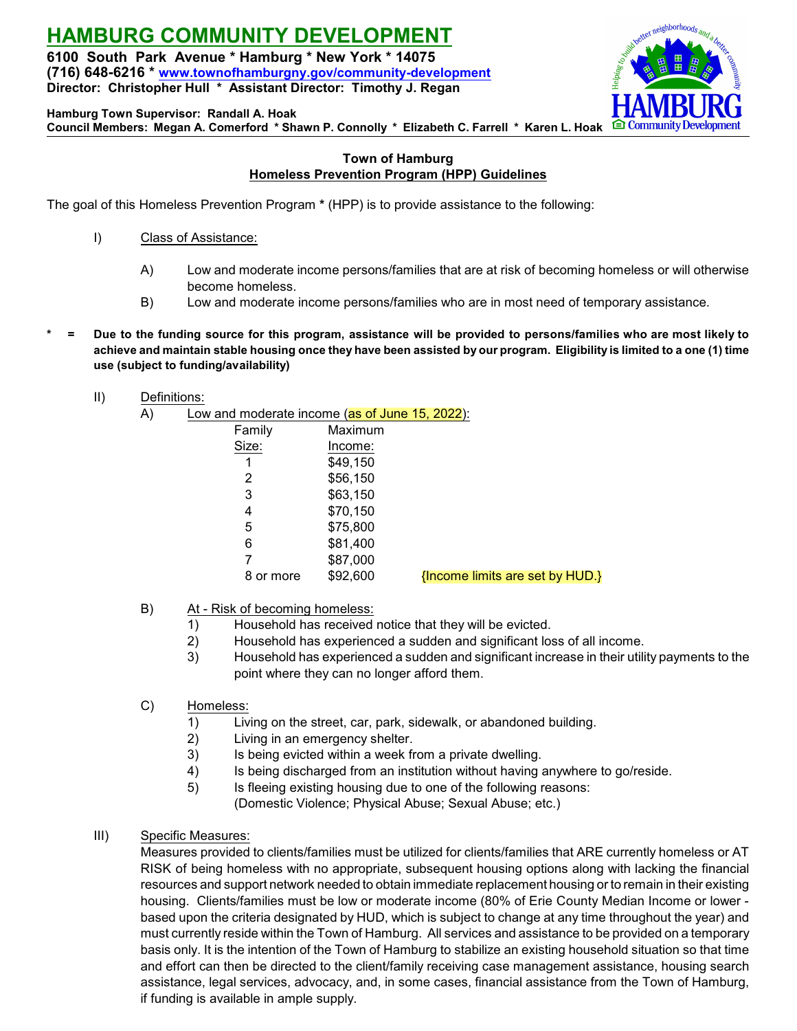# HAMBURG COMMUNITY DEVELOPMENT

**6100 South Park Avenue * Hamburg * New York * 14075**
**(716) 648-6216 * www.townofhamburgny.gov/community-development**
**Director: Christopher Hull * Assistant Director: Timothy J. Regan**

**Hamburg Town Supervisor: Randall A. Hoak**
**Council Members: Megan A. Comerford * Shawn P. Connolly * Elizabeth C. Farrell * Karen L. Hoak**

**Town of Hamburg**
**Homeless Prevention Program (HPP) Guidelines**

The goal of this Homeless Prevention Program **\*** (HPP) is to provide assistance to the following:

I) Class of Assistance:

A) Low and moderate income persons/families that are at risk of becoming homeless or will otherwise become homeless.

B) Low and moderate income persons/families who are in most need of temporary assistance.

**\* = Due to the funding source for this program, assistance will be provided to persons/families who are most likely to achieve and maintain stable housing once they have been assisted by our program. Eligibility is limited to a one (1) time use (subject to funding/availability)**

II) Definitions:

A) Low and moderate income (as of June 15, 2022):

| Family Size: | Maximum Income: |
|---|---|
| 1 | $49,150 |
| 2 | $56,150 |
| 3 | $63,150 |
| 4 | $70,150 |
| 5 | $75,800 |
| 6 | $81,400 |
| 7 | $87,000 |
| 8 or more | $92,600 |

{Income limits are set by HUD.}

B) At - Risk of becoming homeless:

1) Household has received notice that they will be evicted.
2) Household has experienced a sudden and significant loss of all income.
3) Household has experienced a sudden and significant increase in their utility payments to the point where they can no longer afford them.

C) Homeless:

1) Living on the street, car, park, sidewalk, or abandoned building.
2) Living in an emergency shelter.
3) Is being evicted within a week from a private dwelling.
4) Is being discharged from an institution without having anywhere to go/reside.
5) Is fleeing existing housing due to one of the following reasons: (Domestic Violence; Physical Abuse; Sexual Abuse; etc.)

III) Specific Measures:

Measures provided to clients/families must be utilized for clients/families that ARE currently homeless or AT RISK of being homeless with no appropriate, subsequent housing options along with lacking the financial resources and support network needed to obtain immediate replacement housing or to remain in their existing housing. Clients/families must be low or moderate income (80% of Erie County Median Income or lower - based upon the criteria designated by HUD, which is subject to change at any time throughout the year) and must currently reside within the Town of Hamburg. All services and assistance to be provided on a temporary basis only. It is the intention of the Town of Hamburg to stabilize an existing household situation so that time and effort can then be directed to the client/family receiving case management assistance, housing search assistance, legal services, advocacy, and, in some cases, financial assistance from the Town of Hamburg, if funding is available in ample supply.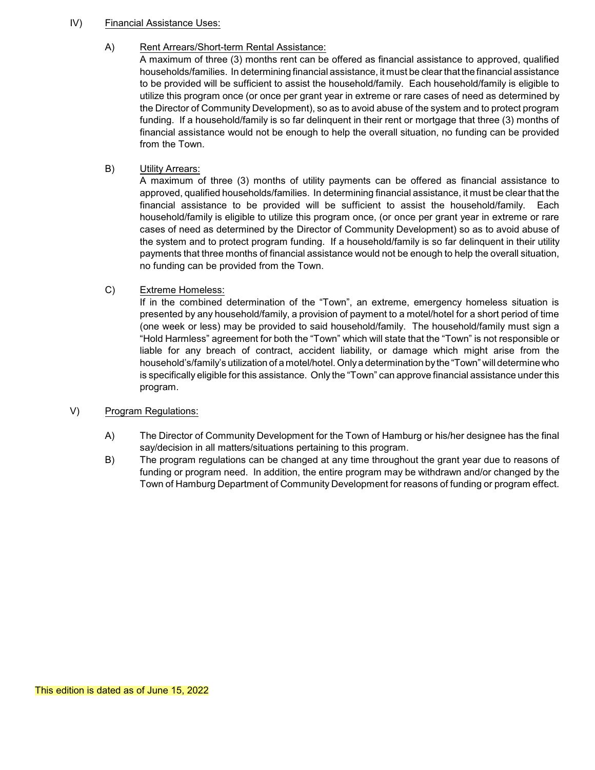IV) <u>Financial Assistance Uses:</u>

A) <u>Rent Arrears/Short-term Rental Assistance:</u>
A maximum of three (3) months rent can be offered as financial assistance to approved, qualified households/families. In determining financial assistance, it must be clear that the financial assistance to be provided will be sufficient to assist the household/family. Each household/family is eligible to utilize this program once (or once per grant year in extreme or rare cases of need as determined by the Director of Community Development), so as to avoid abuse of the system and to protect program funding. If a household/family is so far delinquent in their rent or mortgage that three (3) months of financial assistance would not be enough to help the overall situation, no funding can be provided from the Town.

B) <u>Utility Arrears:</u>
A maximum of three (3) months of utility payments can be offered as financial assistance to approved, qualified households/families. In determining financial assistance, it must be clear that the financial assistance to be provided will be sufficient to assist the household/family. Each household/family is eligible to utilize this program once, (or once per grant year in extreme or rare cases of need as determined by the Director of Community Development) so as to avoid abuse of the system and to protect program funding. If a household/family is so far delinquent in their utility payments that three months of financial assistance would not be enough to help the overall situation, no funding can be provided from the Town.

C) <u>Extreme Homeless:</u>
If in the combined determination of the "Town", an extreme, emergency homeless situation is presented by any household/family, a provision of payment to a motel/hotel for a short period of time (one week or less) may be provided to said household/family. The household/family must sign a "Hold Harmless" agreement for both the "Town" which will state that the "Town" is not responsible or liable for any breach of contract, accident liability, or damage which might arise from the household's/family's utilization of a motel/hotel. Only a determination by the "Town" will determine who is specifically eligible for this assistance. Only the "Town" can approve financial assistance under this program.

V) <u>Program Regulations:</u>

A) The Director of Community Development for the Town of Hamburg or his/her designee has the final say/decision in all matters/situations pertaining to this program.

B) The program regulations can be changed at any time throughout the grant year due to reasons of funding or program need. In addition, the entire program may be withdrawn and/or changed by the Town of Hamburg Department of Community Development for reasons of funding or program effect.

This edition is dated as of June 15, 2022